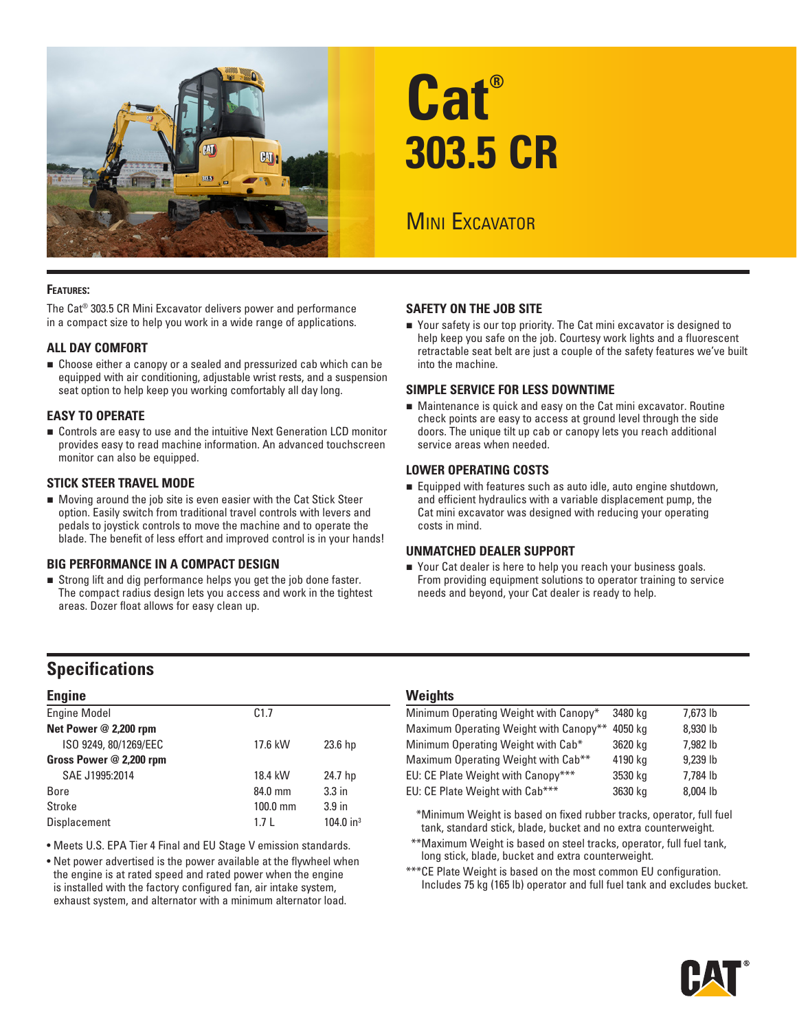# Cat® 303.5 CR

## Mini Excavator

### Features:

The Cat® 303.5 CR Mini Excavator delivers power and performance in a compact size to help you work in a wide range of applications.

### ALL DAY COMFORT

- Choose either a canopy or a sealed and pressurized cab which can be equipped with air conditioning, adjustable wrist rests, and a suspension seat option to help keep you working comfortably all day long.

### EASY TO OPERATE

- Controls are easy to use and the intuitive Next Generation LCD monitor provides easy to read machine information. An advanced touchscreen monitor can also be equipped.

### STICK STEER TRAVEL MODE

- Moving around the job site is even easier with the Cat Stick Steer option. Easily switch from traditional travel controls with levers and pedals to joystick controls to move the machine and to operate the blade. The benefit of less effort and improved control is in your hands!

### BIG PERFORMANCE IN A COMPACT DESIGN

- Strong lift and dig performance helps you get the job done faster. The compact radius design lets you access and work in the tightest areas. Dozer float allows for easy clean up.

### SAFETY ON THE JOB SITE

- Your safety is our top priority. The Cat mini excavator is designed to help keep you safe on the job. Courtesy work lights and a fluorescent retractable seat belt are just a couple of the safety features we've built into the machine.

### SIMPLE SERVICE FOR LESS DOWNTIME

- Maintenance is quick and easy on the Cat mini excavator. Routine check points are easy to access at ground level through the side doors. The unique tilt up cab or canopy lets you reach additional service areas when needed.

### LOWER OPERATING COSTS

- Equipped with features such as auto idle, auto engine shutdown, and efficient hydraulics with a variable displacement pump, the Cat mini excavator was designed with reducing your operating costs in mind.

### UNMATCHED DEALER SUPPORT

- Your Cat dealer is here to help you reach your business goals. From providing equipment solutions to operator training to service needs and beyond, your Cat dealer is ready to help.

## Specifications

### Engine

| | | |
|---|---|---|
| Engine Model | C1.7 | |
| **Net Power @ 2,200 rpm** | | |
| ISO 9249, 80/1269/EEC | 17.6 kW | 23.6 hp |
| **Gross Power @ 2,200 rpm** | | |
| SAE J1995:2014 | 18.4 kW | 24.7 hp |
| Bore | 84.0 mm | 3.3 in |
| Stroke | 100.0 mm | 3.9 in |
| Displacement | 1.7 L | 104.0 $in^3$ |

- Meets U.S. EPA Tier 4 Final and EU Stage V emission standards.
- Net power advertised is the power available at the flywheel when the engine is at rated speed and rated power when the engine is installed with the factory configured fan, air intake system, exhaust system, and alternator with a minimum alternator load.

### Weights

| | | |
|---|---|---|
| Minimum Operating Weight with Canopy* | 3480 kg | 7,673 lb |
| Maximum Operating Weight with Canopy** | 4050 kg | 8,930 lb |
| Minimum Operating Weight with Cab* | 3620 kg | 7,982 lb |
| Maximum Operating Weight with Cab** | 4190 kg | 9,239 lb |
| EU: CE Plate Weight with Canopy*** | 3530 kg | 7,784 lb |
| EU: CE Plate Weight with Cab*** | 3630 kg | 8,004 lb |

*Minimum Weight is based on fixed rubber tracks, operator, full fuel tank, standard stick, blade, bucket and no extra counterweight.

**Maximum Weight is based on steel tracks, operator, full fuel tank, long stick, blade, bucket and extra counterweight.

***CE Plate Weight is based on the most common EU configuration. Includes 75 kg (165 lb) operator and full fuel tank and excludes bucket.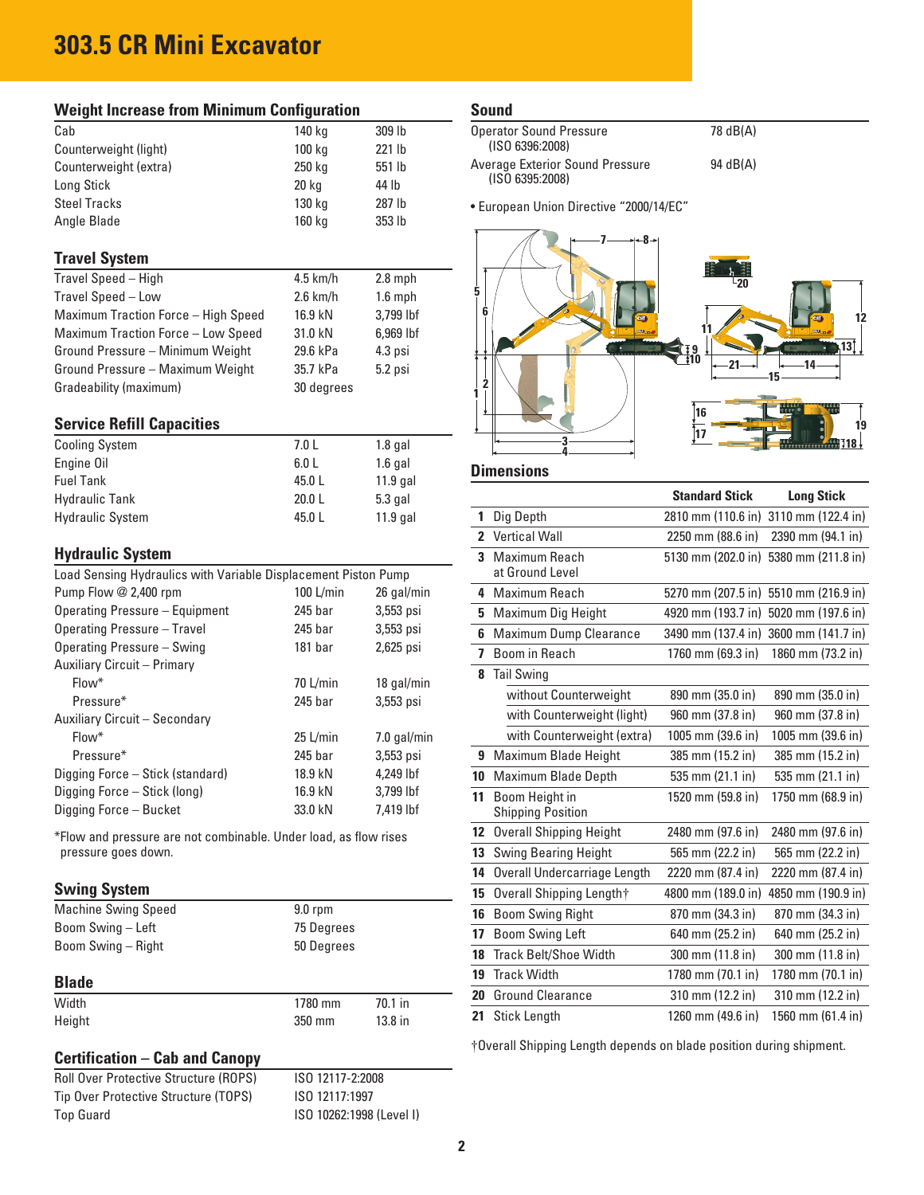# 303.5 CR Mini Excavator

## Weight Increase from Minimum Configuration

| | | |
|---|---|---|
| Cab | 140 kg | 309 lb |
| Counterweight (light) | 100 kg | 221 lb |
| Counterweight (extra) | 250 kg | 551 lb |
| Long Stick | 20 kg | 44 lb |
| Steel Tracks | 130 kg | 287 lb |
| Angle Blade | 160 kg | 353 lb |

## Travel System

| | | |
|---|---|---|
| Travel Speed – High | 4.5 km/h | 2.8 mph |
| Travel Speed – Low | 2.6 km/h | 1.6 mph |
| Maximum Traction Force – High Speed | 16.9 kN | 3,799 lbf |
| Maximum Traction Force – Low Speed | 31.0 kN | 6,969 lbf |
| Ground Pressure – Minimum Weight | 29.6 kPa | 4.3 psi |
| Ground Pressure – Maximum Weight | 35.7 kPa | 5.2 psi |
| Gradeability (maximum) | 30 degrees | |

## Service Refill Capacities

| | | |
|---|---|---|
| Cooling System | 7.0 L | 1.8 gal |
| Engine Oil | 6.0 L | 1.6 gal |
| Fuel Tank | 45.0 L | 11.9 gal |
| Hydraulic Tank | 20.0 L | 5.3 gal |
| Hydraulic System | 45.0 L | 11.9 gal |

## Hydraulic System

| | | |
|---|---|---|
| Load Sensing Hydraulics with Variable Displacement Piston Pump | | |
| Pump Flow @ 2,400 rpm | 100 L/min | 26 gal/min |
| Operating Pressure – Equipment | 245 bar | 3,553 psi |
| Operating Pressure – Travel | 245 bar | 3,553 psi |
| Operating Pressure – Swing | 181 bar | 2,625 psi |
| Auxiliary Circuit – Primary | | |
| Flow* | 70 L/min | 18 gal/min |
| Pressure* | 245 bar | 3,553 psi |
| Auxiliary Circuit – Secondary | | |
| Flow* | 25 L/min | 7.0 gal/min |
| Pressure* | 245 bar | 3,553 psi |
| Digging Force – Stick (standard) | 18.9 kN | 4,249 lbf |
| Digging Force – Stick (long) | 16.9 kN | 3,799 lbf |
| Digging Force – Bucket | 33.0 kN | 7,419 lbf |

*Flow and pressure are not combinable. Under load, as flow rises pressure goes down.

## Swing System

| | |
|---|---|
| Machine Swing Speed | 9.0 rpm |
| Boom Swing – Left | 75 Degrees |
| Boom Swing – Right | 50 Degrees |

## Blade

| | | |
|---|---|---|
| Width | 1780 mm | 70.1 in |
| Height | 350 mm | 13.8 in |

## Certification – Cab and Canopy

| | |
|---|---|
| Roll Over Protective Structure (ROPS) | ISO 12117-2:2008 |
| Tip Over Protective Structure (TOPS) | ISO 12117:1997 |
| Top Guard | ISO 10262:1998 (Level I) |

## Sound

| | |
|---|---|
| Operator Sound Pressure (ISO 6396:2008) | 78 dB(A) |
| Average Exterior Sound Pressure (ISO 6395:2008) | 94 dB(A) |

- European Union Directive "2000/14/EC"

## Dimensions

| | | Standard Stick | Long Stick |
|---|---|---|---|
| 1 | Dig Depth | 2810 mm (110.6 in) | 3110 mm (122.4 in) |
| 2 | Vertical Wall | 2250 mm (88.6 in) | 2390 mm (94.1 in) |
| 3 | Maximum Reach at Ground Level | 5130 mm (202.0 in) | 5380 mm (211.8 in) |
| 4 | Maximum Reach | 5270 mm (207.5 in) | 5510 mm (216.9 in) |
| 5 | Maximum Dig Height | 4920 mm (193.7 in) | 5020 mm (197.6 in) |
| 6 | Maximum Dump Clearance | 3490 mm (137.4 in) | 3600 mm (141.7 in) |
| 7 | Boom in Reach | 1760 mm (69.3 in) | 1860 mm (73.2 in) |
| 8 | Tail Swing | | |
| | without Counterweight | 890 mm (35.0 in) | 890 mm (35.0 in) |
| | with Counterweight (light) | 960 mm (37.8 in) | 960 mm (37.8 in) |
| | with Counterweight (extra) | 1005 mm (39.6 in) | 1005 mm (39.6 in) |
| 9 | Maximum Blade Height | 385 mm (15.2 in) | 385 mm (15.2 in) |
| 10 | Maximum Blade Depth | 535 mm (21.1 in) | 535 mm (21.1 in) |
| 11 | Boom Height in Shipping Position | 1520 mm (59.8 in) | 1750 mm (68.9 in) |
| 12 | Overall Shipping Height | 2480 mm (97.6 in) | 2480 mm (97.6 in) |
| 13 | Swing Bearing Height | 565 mm (22.2 in) | 565 mm (22.2 in) |
| 14 | Overall Undercarriage Length | 2220 mm (87.4 in) | 2220 mm (87.4 in) |
| 15 | Overall Shipping Length† | 4800 mm (189.0 in) | 4850 mm (190.9 in) |
| 16 | Boom Swing Right | 870 mm (34.3 in) | 870 mm (34.3 in) |
| 17 | Boom Swing Left | 640 mm (25.2 in) | 640 mm (25.2 in) |
| 18 | Track Belt/Shoe Width | 300 mm (11.8 in) | 300 mm (11.8 in) |
| 19 | Track Width | 1780 mm (70.1 in) | 1780 mm (70.1 in) |
| 20 | Ground Clearance | 310 mm (12.2 in) | 310 mm (12.2 in) |
| 21 | Stick Length | 1260 mm (49.6 in) | 1560 mm (61.4 in) |

†Overall Shipping Length depends on blade position during shipment.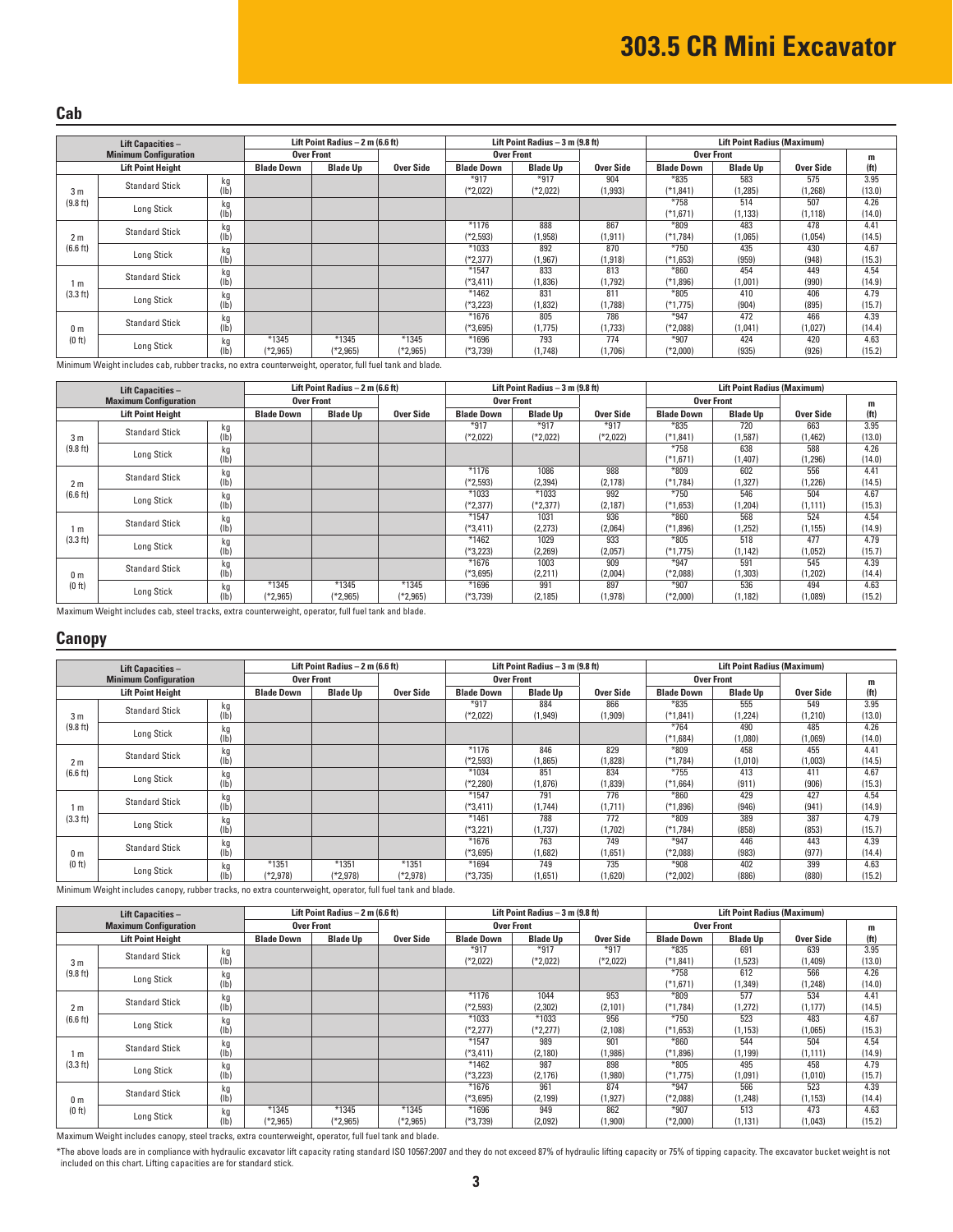# 303.5 CR Mini Excavator

## Cab

| Lift Capacities – Minimum Configuration | | | Lift Point Radius – 2 m (6.6 ft) | | | Lift Point Radius – 3 m (9.8 ft) | | | Lift Point Radius (Maximum) | | | |
|---|---|---|---|---|---|---|---|---|---|---|---|---|
| | | | Over Front | | | Over Front | | | Over Front | | | m |
| Lift Point Height | | | Blade Down | Blade Up | Over Side | Blade Down | Blade Up | Over Side | Blade Down | Blade Up | Over Side | (ft) |
| 3 m (9.8 ft) | Standard Stick | kg (lb) | | | | *917 (*2,022) | *917 (*2,022) | 904 (1,993) | *835 (*1,841) | 583 (1,285) | 575 (1,268) | 3.95 (13.0) |
| | Long Stick | kg (lb) | | | | | | | *758 (*1,671) | 514 (1,133) | 507 (1,118) | 4.26 (14.0) |
| 2 m (6.6 ft) | Standard Stick | kg (lb) | | | | *1176 (*2,593) | 888 (1,958) | 867 (1,911) | *809 (*1,784) | 483 (1,065) | 478 (1,054) | 4.41 (14.5) |
| | Long Stick | kg (lb) | | | | *1033 (*2,377) | 892 (1,967) | 870 (1,918) | *750 (*1,653) | 435 (959) | 430 (948) | 4.67 (15.3) |
| 1 m (3.3 ft) | Standard Stick | kg (lb) | | | | *1547 (*3,411) | 833 (1,836) | 813 (1,792) | *860 (*1,896) | 454 (1,001) | 449 (990) | 4.54 (14.9) |
| | Long Stick | kg (lb) | | | | *1462 (*3,223) | 831 (1,832) | 811 (1,788) | *805 (*1,775) | 410 (904) | 406 (895) | 4.79 (15.7) |
| 0 m (0 ft) | Standard Stick | kg (lb) | | | | *1676 (*3,695) | 805 (1,775) | 786 (1,733) | *947 (*2,088) | 472 (1,041) | 466 (1,027) | 4.39 (14.4) |
| | Long Stick | kg (lb) | *1345 (*2,965) | *1345 (*2,965) | *1345 (*2,965) | *1696 (*3,739) | 793 (1,748) | 774 (1,706) | *907 (*2,000) | 424 (935) | 420 (926) | 4.63 (15.2) |

Minimum Weight includes cab, rubber tracks, no extra counterweight, operator, full fuel tank and blade.

| Lift Capacities – Maximum Configuration | | | Lift Point Radius – 2 m (6.6 ft) | | | Lift Point Radius – 3 m (9.8 ft) | | | Lift Point Radius (Maximum) | | | |
|---|---|---|---|---|---|---|---|---|---|---|---|---|
| | | | Over Front | | | Over Front | | | Over Front | | | m |
| Lift Point Height | | | Blade Down | Blade Up | Over Side | Blade Down | Blade Up | Over Side | Blade Down | Blade Up | Over Side | (ft) |
| 3 m (9.8 ft) | Standard Stick | kg (lb) | | | | *917 (*2,022) | *917 (*2,022) | *917 (*2,022) | *835 (*1,841) | 720 (1,587) | 663 (1,462) | 3.95 (13.0) |
| | Long Stick | kg (lb) | | | | | | | *758 (*1,671) | 638 (1,407) | 588 (1,296) | 4.26 (14.0) |
| 2 m (6.6 ft) | Standard Stick | kg (lb) | | | | *1176 (*2,593) | 1086 (2,394) | 988 (2,178) | *809 (*1,784) | 602 (1,327) | 556 (1,226) | 4.41 (14.5) |
| | Long Stick | kg (lb) | | | | *1033 (*2,377) | *1033 (*2,377) | 992 (2,187) | *750 (*1,653) | 546 (1,204) | 504 (1,111) | 4.67 (15.3) |
| 1 m (3.3 ft) | Standard Stick | kg (lb) | | | | *1547 (*3,411) | 1031 (2,273) | 936 (2,064) | *860 (*1,896) | 568 (1,252) | 524 (1,155) | 4.54 (14.9) |
| | Long Stick | kg (lb) | | | | *1462 (*3,223) | 1029 (2,269) | 933 (2,057) | *805 (*1,775) | 518 (1,142) | 477 (1,052) | 4.79 (15.7) |
| 0 m (0 ft) | Standard Stick | kg (lb) | | | | *1676 (*3,695) | 1003 (2,211) | 909 (2,004) | *947 (*2,088) | 591 (1,303) | 545 (1,202) | 4.39 (14.4) |
| | Long Stick | kg (lb) | *1345 (*2,965) | *1345 (*2,965) | *1345 (*2,965) | *1696 (*3,739) | 991 (2,185) | 897 (1,978) | *907 (*2,000) | 536 (1,182) | 494 (1,089) | 4.63 (15.2) |

Maximum Weight includes cab, steel tracks, extra counterweight, operator, full fuel tank and blade.

## Canopy

| Lift Capacities – Minimum Configuration | | | Lift Point Radius – 2 m (6.6 ft) | | | Lift Point Radius – 3 m (9.8 ft) | | | Lift Point Radius (Maximum) | | | |
|---|---|---|---|---|---|---|---|---|---|---|---|---|
| | | | Over Front | | | Over Front | | | Over Front | | | m |
| Lift Point Height | | | Blade Down | Blade Up | Over Side | Blade Down | Blade Up | Over Side | Blade Down | Blade Up | Over Side | (ft) |
| 3 m (9.8 ft) | Standard Stick | kg (lb) | | | | *917 (*2,022) | 884 (1,949) | 866 (1,909) | *835 (*1,841) | 555 (1,224) | 549 (1,210) | 3.95 (13.0) |
| | Long Stick | kg (lb) | | | | | | | *764 (*1,684) | 490 (1,080) | 485 (1,069) | 4.26 (14.0) |
| 2 m (6.6 ft) | Standard Stick | kg (lb) | | | | *1176 (*2,593) | 846 (1,865) | 829 (1,828) | *809 (*1,784) | 458 (1,010) | 455 (1,003) | 4.41 (14.5) |
| | Long Stick | kg (lb) | | | | *1034 (*2,280) | 851 (1,876) | 834 (1,839) | *755 (*1,664) | 413 (911) | 411 (906) | 4.67 (15.3) |
| 1 m (3.3 ft) | Standard Stick | kg (lb) | | | | *1547 (*3,411) | 791 (1,744) | 776 (1,711) | *860 (*1,896) | 429 (946) | 427 (941) | 4.54 (14.9) |
| | Long Stick | kg (lb) | | | | *1461 (*3,221) | 788 (1,737) | 772 (1,702) | *809 (*1,784) | 389 (858) | 387 (853) | 4.79 (15.7) |
| 0 m (0 ft) | Standard Stick | kg (lb) | | | | *1676 (*3,695) | 763 (1,682) | 749 (1,651) | *947 (*2,088) | 446 (983) | 443 (977) | 4.39 (14.4) |
| | Long Stick | kg (lb) | *1351 (*2,978) | *1351 (*2,978) | *1351 (*2,978) | *1694 (*3,735) | 749 (1,651) | 735 (1,620) | *908 (*2,002) | 402 (886) | 399 (880) | 4.63 (15.2) |

Minimum Weight includes canopy, rubber tracks, no extra counterweight, operator, full fuel tank and blade.

| Lift Capacities – Maximum Configuration | | | Lift Point Radius – 2 m (6.6 ft) | | | Lift Point Radius – 3 m (9.8 ft) | | | Lift Point Radius (Maximum) | | | |
|---|---|---|---|---|---|---|---|---|---|---|---|---|
| | | | Over Front | | | Over Front | | | Over Front | | | m |
| Lift Point Height | | | Blade Down | Blade Up | Over Side | Blade Down | Blade Up | Over Side | Blade Down | Blade Up | Over Side | (ft) |
| 3 m (9.8 ft) | Standard Stick | kg (lb) | | | | *917 (*2,022) | *917 (*2,022) | *917 (*2,022) | *835 (*1,841) | 691 (1,523) | 639 (1,409) | 3.95 (13.0) |
| | Long Stick | kg (lb) | | | | | | | *758 (*1,671) | 612 (1,349) | 566 (1,248) | 4.26 (14.0) |
| 2 m (6.6 ft) | Standard Stick | kg (lb) | | | | *1176 (*2,593) | 1044 (2,302) | 953 (2,101) | *809 (*1,784) | 577 (1,272) | 534 (1,177) | 4.41 (14.5) |
| | Long Stick | kg (lb) | | | | *1033 (*2,277) | *1033 (*2,277) | 956 (2,108) | *750 (*1,653) | 523 (1,153) | 483 (1,065) | 4.67 (15.3) |
| 1 m (3.3 ft) | Standard Stick | kg (lb) | | | | *1547 (*3,411) | 989 (2,180) | 901 (1,986) | *860 (*1,896) | 544 (1,199) | 504 (1,111) | 4.54 (14.9) |
| | Long Stick | kg (lb) | | | | *1462 (*3,223) | 987 (2,176) | 898 (1,980) | *805 (*1,775) | 495 (1,091) | 458 (1,010) | 4.79 (15.7) |
| 0 m (0 ft) | Standard Stick | kg (lb) | | | | *1676 (*3,695) | 961 (2,199) | 874 (1,927) | *947 (*2,088) | 566 (1,248) | 523 (1,153) | 4.39 (14.4) |
| | Long Stick | kg (lb) | *1345 (*2,965) | *1345 (*2,965) | *1345 (*2,965) | *1696 (*3,739) | 949 (2,092) | 862 (1,900) | *907 (*2,000) | 513 (1,131) | 473 (1,043) | 4.63 (15.2) |

Maximum Weight includes canopy, steel tracks, extra counterweight, operator, full fuel tank and blade.

*The above loads are in compliance with hydraulic excavator lift capacity rating standard ISO 10567:2007 and they do not exceed 87% of hydraulic lifting capacity or 75% of tipping capacity. The excavator bucket weight is not included on this chart. Lifting capacities are for standard stick.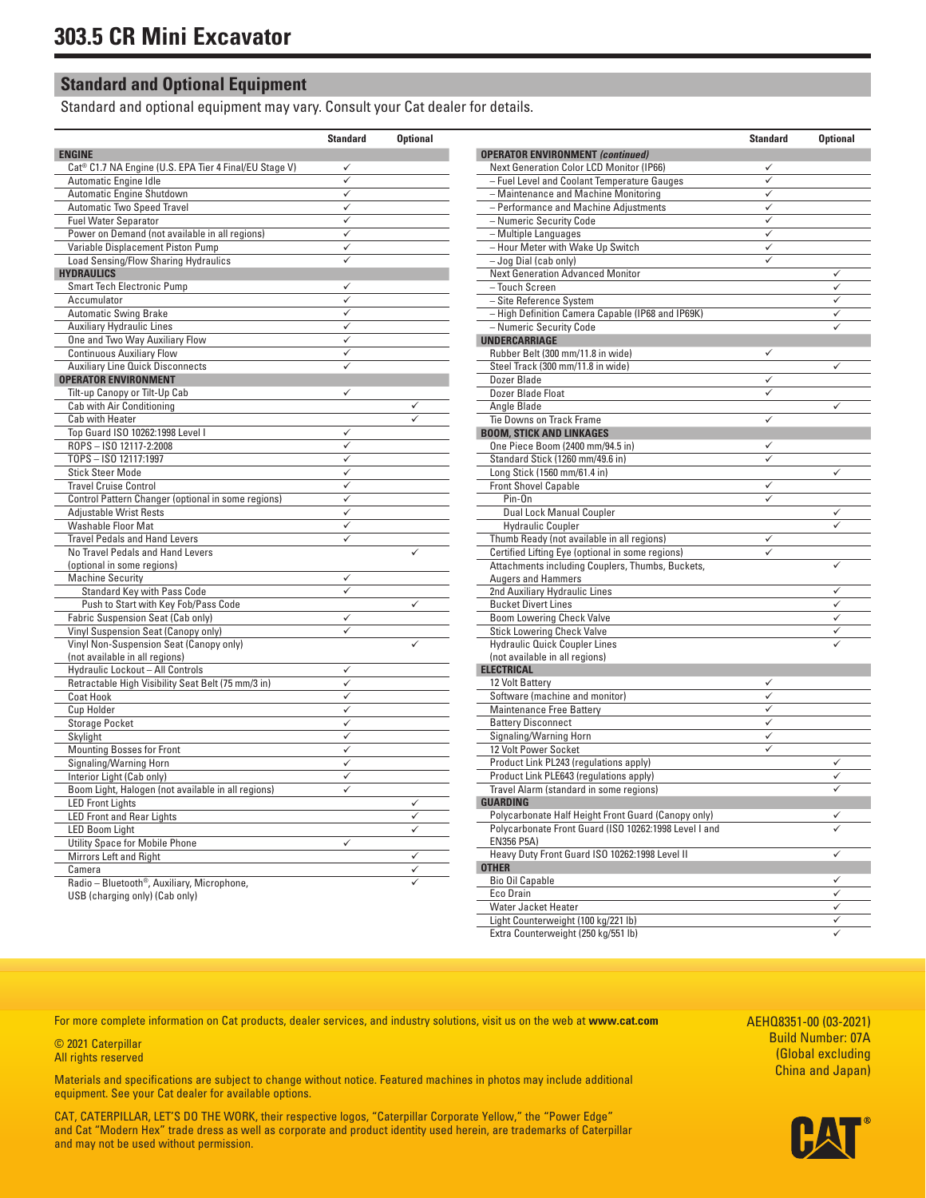# 303.5 CR Mini Excavator

## Standard and Optional Equipment

Standard and optional equipment may vary. Consult your Cat dealer for details.

| | Standard | Optional |
|---|---|---|
| **ENGINE** | | |
| Cat® C1.7 NA Engine (U.S. EPA Tier 4 Final/EU Stage V) | ✓ | |
| Automatic Engine Idle | ✓ | |
| Automatic Engine Shutdown | ✓ | |
| Automatic Two Speed Travel | ✓ | |
| Fuel Water Separator | ✓ | |
| Power on Demand (not available in all regions) | ✓ | |
| Variable Displacement Piston Pump | ✓ | |
| Load Sensing/Flow Sharing Hydraulics | ✓ | |
| **HYDRAULICS** | | |
| Smart Tech Electronic Pump | ✓ | |
| Accumulator | ✓ | |
| Automatic Swing Brake | ✓ | |
| Auxiliary Hydraulic Lines | ✓ | |
| One and Two Way Auxiliary Flow | ✓ | |
| Continuous Auxiliary Flow | ✓ | |
| Auxiliary Line Quick Disconnects | ✓ | |
| **OPERATOR ENVIRONMENT** | | |
| Tilt-up Canopy or Tilt-Up Cab | ✓ | |
| Cab with Air Conditioning | | ✓ |
| Cab with Heater | | ✓ |
| Top Guard ISO 10262:1998 Level I | ✓ | |
| ROPS – ISO 12117-2:2008 | ✓ | |
| TOPS – ISO 12117:1997 | ✓ | |
| Stick Steer Mode | ✓ | |
| Travel Cruise Control | ✓ | |
| Control Pattern Changer (optional in some regions) | ✓ | |
| Adjustable Wrist Rests | ✓ | |
| Washable Floor Mat | ✓ | |
| Travel Pedals and Hand Levers | ✓ | |
| No Travel Pedals and Hand Levers (optional in some regions) | | ✓ |
| Machine Security | ✓ | |
| Standard Key with Pass Code | ✓ | |
| Push to Start with Key Fob/Pass Code | | ✓ |
| Fabric Suspension Seat (Cab only) | ✓ | |
| Vinyl Suspension Seat (Canopy only) | ✓ | |
| Vinyl Non-Suspension Seat (Canopy only) (not available in all regions) | | ✓ |
| Hydraulic Lockout – All Controls | ✓ | |
| Retractable High Visibility Seat Belt (75 mm/3 in) | ✓ | |
| Coat Hook | ✓ | |
| Cup Holder | ✓ | |
| Storage Pocket | ✓ | |
| Skylight | ✓ | |
| Mounting Bosses for Front | ✓ | |
| Signaling/Warning Horn | ✓ | |
| Interior Light (Cab only) | ✓ | |
| Boom Light, Halogen (not available in all regions) | ✓ | |
| LED Front Lights | | ✓ |
| LED Front and Rear Lights | | ✓ |
| LED Boom Light | | ✓ |
| Utility Space for Mobile Phone | ✓ | |
| Mirrors Left and Right | | ✓ |
| Camera | | ✓ |
| Radio – Bluetooth®, Auxiliary, Microphone, USB (charging only) (Cab only) | | ✓ |
| ***OPERATOR ENVIRONMENT (continued)*** | | |
| Next Generation Color LCD Monitor (IP66) | ✓ | |
| – Fuel Level and Coolant Temperature Gauges | ✓ | |
| – Maintenance and Machine Monitoring | ✓ | |
| – Performance and Machine Adjustments | ✓ | |
| – Numeric Security Code | ✓ | |
| – Multiple Languages | ✓ | |
| – Hour Meter with Wake Up Switch | ✓ | |
| – Jog Dial (cab only) | ✓ | |
| Next Generation Advanced Monitor | | ✓ |
| – Touch Screen | | ✓ |
| – Site Reference System | | ✓ |
| – High Definition Camera Capable (IP68 and IP69K) | | ✓ |
| – Numeric Security Code | | ✓ |
| **UNDERCARRIAGE** | | |
| Rubber Belt (300 mm/11.8 in wide) | ✓ | |
| Steel Track (300 mm/11.8 in wide) | | ✓ |
| Dozer Blade | ✓ | |
| Dozer Blade Float | ✓ | |
| Angle Blade | | ✓ |
| Tie Downs on Track Frame | ✓ | |
| **BOOM, STICK AND LINKAGES** | | |
| One Piece Boom (2400 mm/94.5 in) | ✓ | |
| Standard Stick (1260 mm/49.6 in) | ✓ | |
| Long Stick (1560 mm/61.4 in) | | ✓ |
| Front Shovel Capable | ✓ | |
| Pin-On | ✓ | |
| Dual Lock Manual Coupler | | ✓ |
| Hydraulic Coupler | | ✓ |
| Thumb Ready (not available in all regions) | ✓ | |
| Certified Lifting Eye (optional in some regions) | ✓ | |
| Attachments including Couplers, Thumbs, Buckets, Augers and Hammers | | ✓ |
| 2nd Auxiliary Hydraulic Lines | | ✓ |
| Bucket Divert Lines | | ✓ |
| Boom Lowering Check Valve | | ✓ |
| Stick Lowering Check Valve | | ✓ |
| Hydraulic Quick Coupler Lines (not available in all regions) | | ✓ |
| **ELECTRICAL** | | |
| 12 Volt Battery | ✓ | |
| Software (machine and monitor) | ✓ | |
| Maintenance Free Battery | ✓ | |
| Battery Disconnect | ✓ | |
| Signaling/Warning Horn | ✓ | |
| 12 Volt Power Socket | ✓ | |
| Product Link PL243 (regulations apply) | | ✓ |
| Product Link PLE643 (regulations apply) | | ✓ |
| Travel Alarm (standard in some regions) | | ✓ |
| **GUARDING** | | |
| Polycarbonate Half Height Front Guard (Canopy only) | | ✓ |
| Polycarbonate Front Guard (ISO 10262:1998 Level I and EN356 P5A) | | ✓ |
| Heavy Duty Front Guard ISO 10262:1998 Level II | | ✓ |
| **OTHER** | | |
| Bio Oil Capable | | ✓ |
| Eco Drain | | ✓ |
| Water Jacket Heater | | ✓ |
| Light Counterweight (100 kg/221 lb) | | ✓ |
| Extra Counterweight (250 kg/551 lb) | | ✓ |

For more complete information on Cat products, dealer services, and industry solutions, visit us on the web at **www.cat.com**

© 2021 Caterpillar
All rights reserved

Materials and specifications are subject to change without notice. Featured machines in photos may include additional equipment. See your Cat dealer for available options.

CAT, CATERPILLAR, LET'S DO THE WORK, their respective logos, "Caterpillar Corporate Yellow," the "Power Edge" and Cat "Modern Hex" trade dress as well as corporate and product identity used herein, are trademarks of Caterpillar and may not be used without permission.

AEHQ8351-00 (03-2021)
Build Number: 07A
(Global excluding China and Japan)